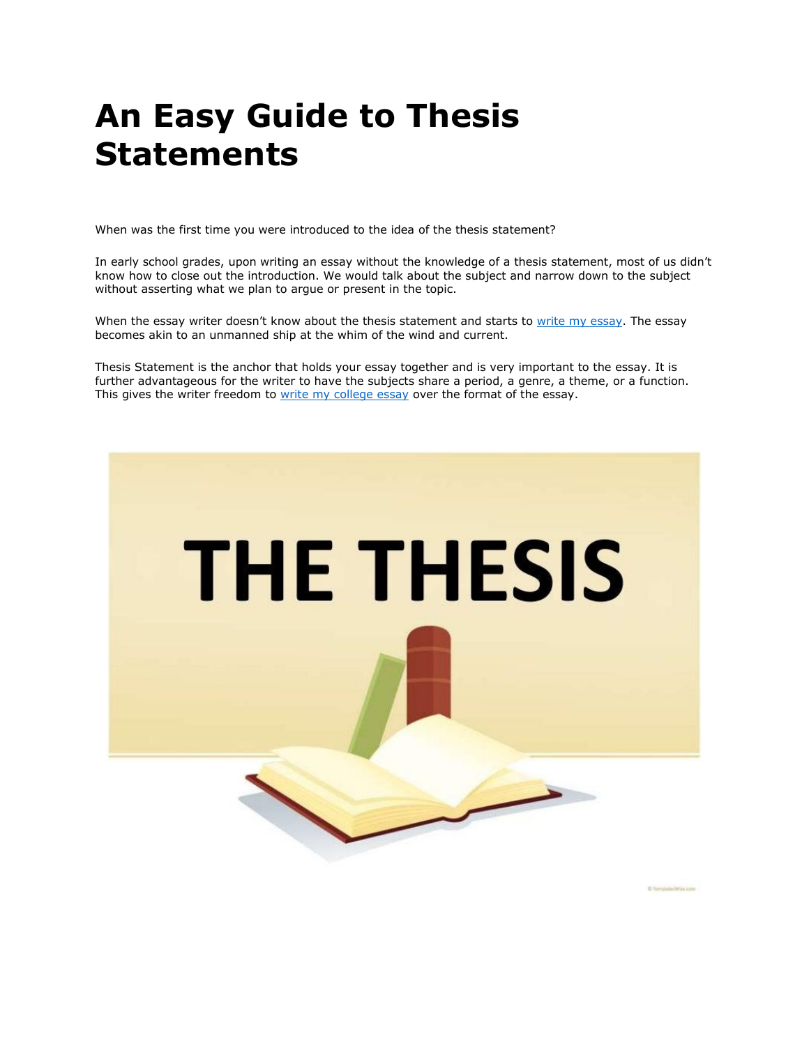# An Easy Guide to Thesis Statements

When was the first time you were introduced to the idea of the thesis statement?

In early school grades, upon writing an essay without the knowledge of a thesis statement, most of us didn't know how to close out the introduction. We would talk about the subject and narrow down to the subject without asserting what we plan to argue or present in the topic.

When the essay writer doesn't know about the thesis statement and starts to write my essay. The essay becomes akin to an unmanned ship at the whim of the wind and current.

Thesis Statement is the anchor that holds your essay together and is very important to the essay. It is further advantageous for the writer to have the subjects share a period, a genre, a theme, or a function. This gives the writer freedom to write my college essay over the format of the essay.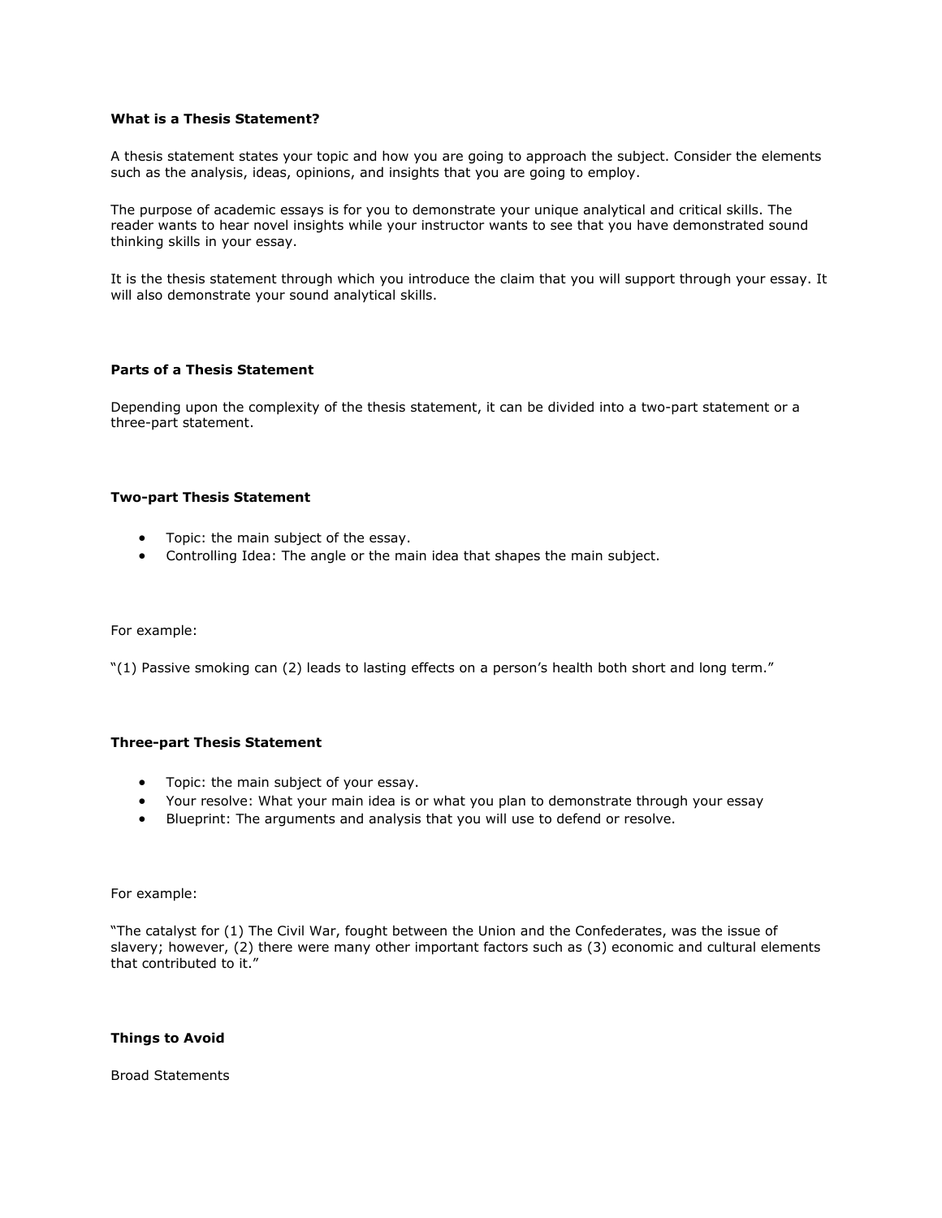**What is a Thesis Statement?**

A thesis statement states your topic and how you are going to approach the subject. Consider the elements such as the analysis, ideas, opinions, and insights that you are going to employ.

The purpose of academic essays is for you to demonstrate your unique analytical and critical skills. The reader wants to hear novel insights while your instructor wants to see that you have demonstrated sound thinking skills in your essay.

It is the thesis statement through which you introduce the claim that you will support through your essay. It will also demonstrate your sound analytical skills.

**Parts of a Thesis Statement**

Depending upon the complexity of the thesis statement, it can be divided into a two-part statement or a three-part statement.

**Two-part Thesis Statement**

- Topic: the main subject of the essay.
- Controlling Idea: The angle or the main idea that shapes the main subject.

For example:

"(1) Passive smoking can (2) leads to lasting effects on a person's health both short and long term."

**Three-part Thesis Statement**

- Topic: the main subject of your essay.
- Your resolve: What your main idea is or what you plan to demonstrate through your essay
- Blueprint: The arguments and analysis that you will use to defend or resolve.

For example:

"The catalyst for (1) The Civil War, fought between the Union and the Confederates, was the issue of slavery; however, (2) there were many other important factors such as (3) economic and cultural elements that contributed to it."

**Things to Avoid**

Broad Statements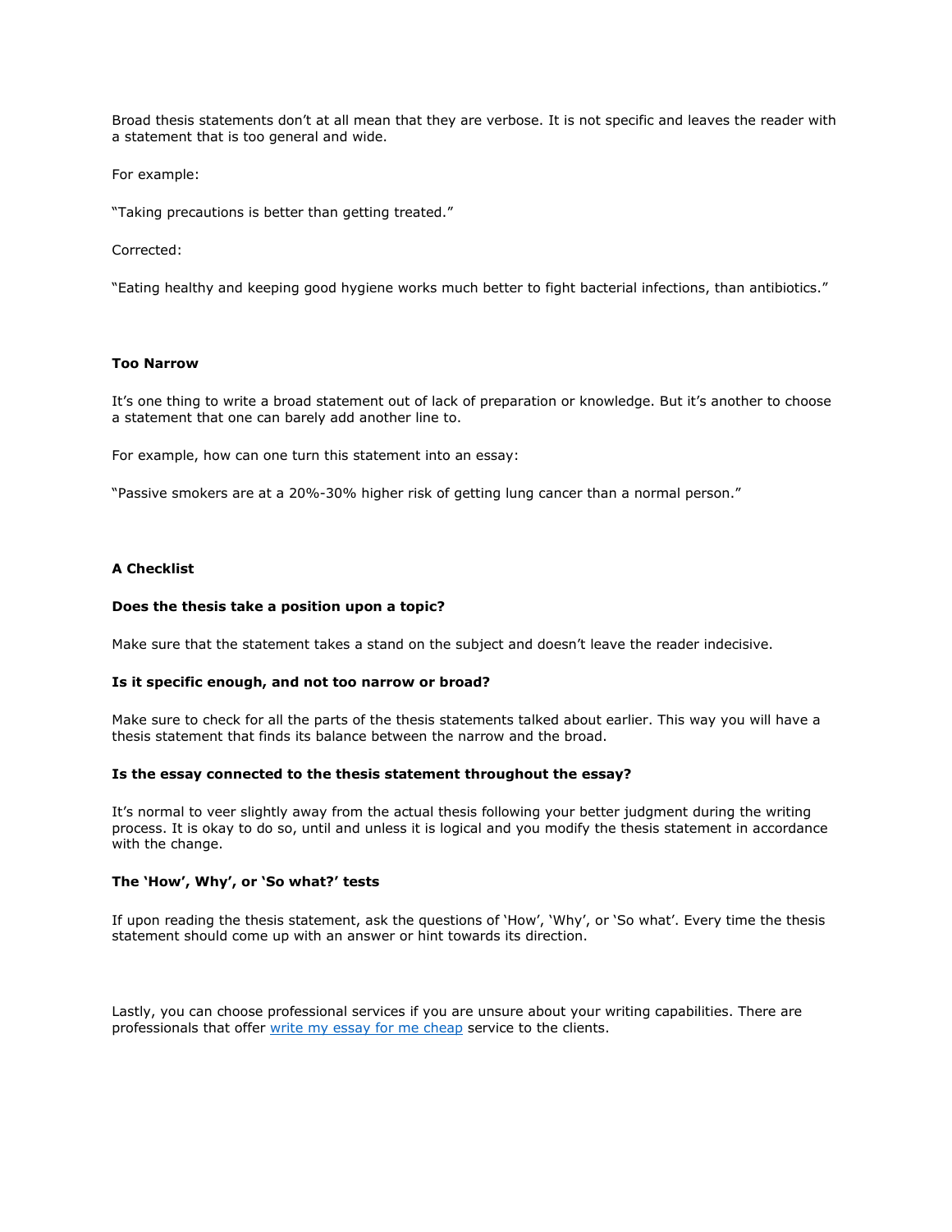Broad thesis statements don't at all mean that they are verbose. It is not specific and leaves the reader with a statement that is too general and wide.

For example:

"Taking precautions is better than getting treated."

Corrected:

"Eating healthy and keeping good hygiene works much better to fight bacterial infections, than antibiotics."

**Too Narrow**

It's one thing to write a broad statement out of lack of preparation or knowledge. But it's another to choose a statement that one can barely add another line to.

For example, how can one turn this statement into an essay:

"Passive smokers are at a 20%-30% higher risk of getting lung cancer than a normal person."

**A Checklist**

**Does the thesis take a position upon a topic?**

Make sure that the statement takes a stand on the subject and doesn't leave the reader indecisive.

**Is it specific enough, and not too narrow or broad?**

Make sure to check for all the parts of the thesis statements talked about earlier. This way you will have a thesis statement that finds its balance between the narrow and the broad.

**Is the essay connected to the thesis statement throughout the essay?**

It's normal to veer slightly away from the actual thesis following your better judgment during the writing process. It is okay to do so, until and unless it is logical and you modify the thesis statement in accordance with the change.

**The 'How', Why', or 'So what?' tests**

If upon reading the thesis statement, ask the questions of 'How', 'Why', or 'So what'. Every time the thesis statement should come up with an answer or hint towards its direction.

Lastly, you can choose professional services if you are unsure about your writing capabilities. There are professionals that offer write my essay for me cheap service to the clients.